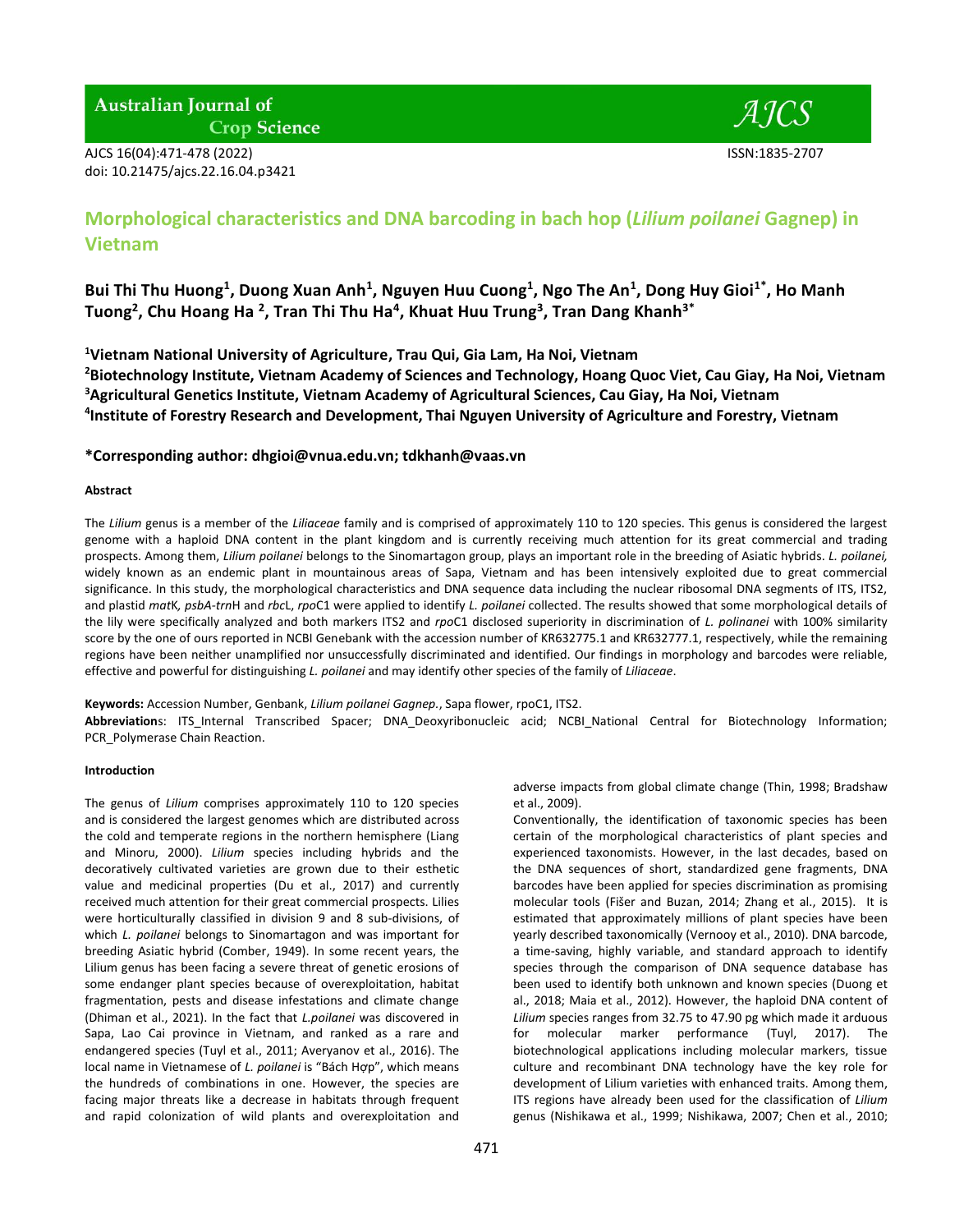# Morphological characteristics and DNA barcoding in bach hop (*Lilium poilanei* Gagnep) in Vietnam

**Bui Thi Thu Huong[1], Duong Xuan Anh[1], Nguyen Huu Cuong[1], Ngo The An[1], Dong Huy Gioi[1*], Ho Manh Tuong[2], Chu Hoang Ha [2], Tran Thi Thu Ha[4], Khuat Huu Trung[3], Tran Dang Khanh[3*]**

**[1]Vietnam National University of Agriculture, Trau Qui, Gia Lam, Ha Noi, Vietnam**
**[2]Biotechnology Institute, Vietnam Academy of Sciences and Technology, Hoang Quoc Viet, Cau Giay, Ha Noi, Vietnam**
**[3]Agricultural Genetics Institute, Vietnam Academy of Agricultural Sciences, Cau Giay, Ha Noi, Vietnam**
**[4]Institute of Forestry Research and Development, Thai Nguyen University of Agriculture and Forestry, Vietnam**

**\*Corresponding author: dhgioi@vnua.edu.vn; tdkhanh@vaas.vn**

#### Abstract

The *Lilium* genus is a member of the *Liliaceae* family and is comprised of approximately 110 to 120 species. This genus is considered the largest genome with a haploid DNA content in the plant kingdom and is currently receiving much attention for its great commercial and trading prospects. Among them, *Lilium poilanei* belongs to the Sinomartagon group, plays an important role in the breeding of Asiatic hybrids. *L. poilanei,* widely known as an endemic plant in mountainous areas of Sapa, Vietnam and has been intensively exploited due to great commercial significance. In this study, the morphological characteristics and DNA sequence data including the nuclear ribosomal DNA segments of ITS, ITS2, and plastid *mat*K*, psbA-trn*H and *rbc*L, *rpo*C1 were applied to identify *L. poilanei* collected. The results showed that some morphological details of the lily were specifically analyzed and both markers ITS2 and *rpo*C1 disclosed superiority in discrimination of *L. polinanei* with 100% similarity score by the one of ours reported in NCBI Genebank with the accession number of KR632775.1 and KR632777.1, respectively, while the remaining regions have been neither unamplified nor unsuccessfully discriminated and identified. Our findings in morphology and barcodes were reliable, effective and powerful for distinguishing *L. poilanei* and may identify other species of the family of *Liliaceae*.

**Keywords:** Accession Number, Genbank, *Lilium poilanei Gagnep.*, Sapa flower, rpoC1, ITS2.
**Abbreviation**s: ITS_Internal Transcribed Spacer; DNA_Deoxyribonucleic acid; NCBI_National Central for Biotechnology Information; PCR_Polymerase Chain Reaction.

#### Introduction

The genus of *Lilium* comprises approximately 110 to 120 species and is considered the largest genomes which are distributed across the cold and temperate regions in the northern hemisphere (Liang and Minoru, 2000). *Lilium* species including hybrids and the decoratively cultivated varieties are grown due to their esthetic value and medicinal properties (Du et al., 2017) and currently received much attention for their great commercial prospects. Lilies were horticulturally classified in division 9 and 8 sub-divisions, of which *L. poilanei* belongs to Sinomartagon and was important for breeding Asiatic hybrid (Comber, 1949). In some recent years, the Lilium genus has been facing a severe threat of genetic erosions of some endanger plant species because of overexploitation, habitat fragmentation, pests and disease infestations and climate change (Dhiman et al., 2021). In the fact that *L.poilanei* was discovered in Sapa, Lao Cai province in Vietnam, and ranked as a rare and endangered species (Tuyl et al., 2011; Averyanov et al., 2016). The local name in Vietnamese of *L. poilanei* is "Bách Hợp", which means the hundreds of combinations in one. However, the species are facing major threats like a decrease in habitats through frequent and rapid colonization of wild plants and overexploitation and adverse impacts from global climate change (Thin, 1998; Bradshaw et al., 2009).

Conventionally, the identification of taxonomic species has been certain of the morphological characteristics of plant species and experienced taxonomists. However, in the last decades, based on the DNA sequences of short, standardized gene fragments, DNA barcodes have been applied for species discrimination as promising molecular tools (Fišer and Buzan, 2014; Zhang et al., 2015). It is estimated that approximately millions of plant species have been yearly described taxonomically (Vernooy et al., 2010). DNA barcode, a time-saving, highly variable, and standard approach to identify species through the comparison of DNA sequence database has been used to identify both unknown and known species (Duong et al., 2018; Maia et al., 2012). However, the haploid DNA content of *Lilium* species ranges from 32.75 to 47.90 pg which made it arduous for molecular marker performance (Tuyl, 2017). The biotechnological applications including molecular markers, tissue culture and recombinant DNA technology have the key role for development of Lilium varieties with enhanced traits. Among them, ITS regions have already been used for the classification of *Lilium* genus (Nishikawa et al., 1999; Nishikawa, 2007; Chen et al., 2010;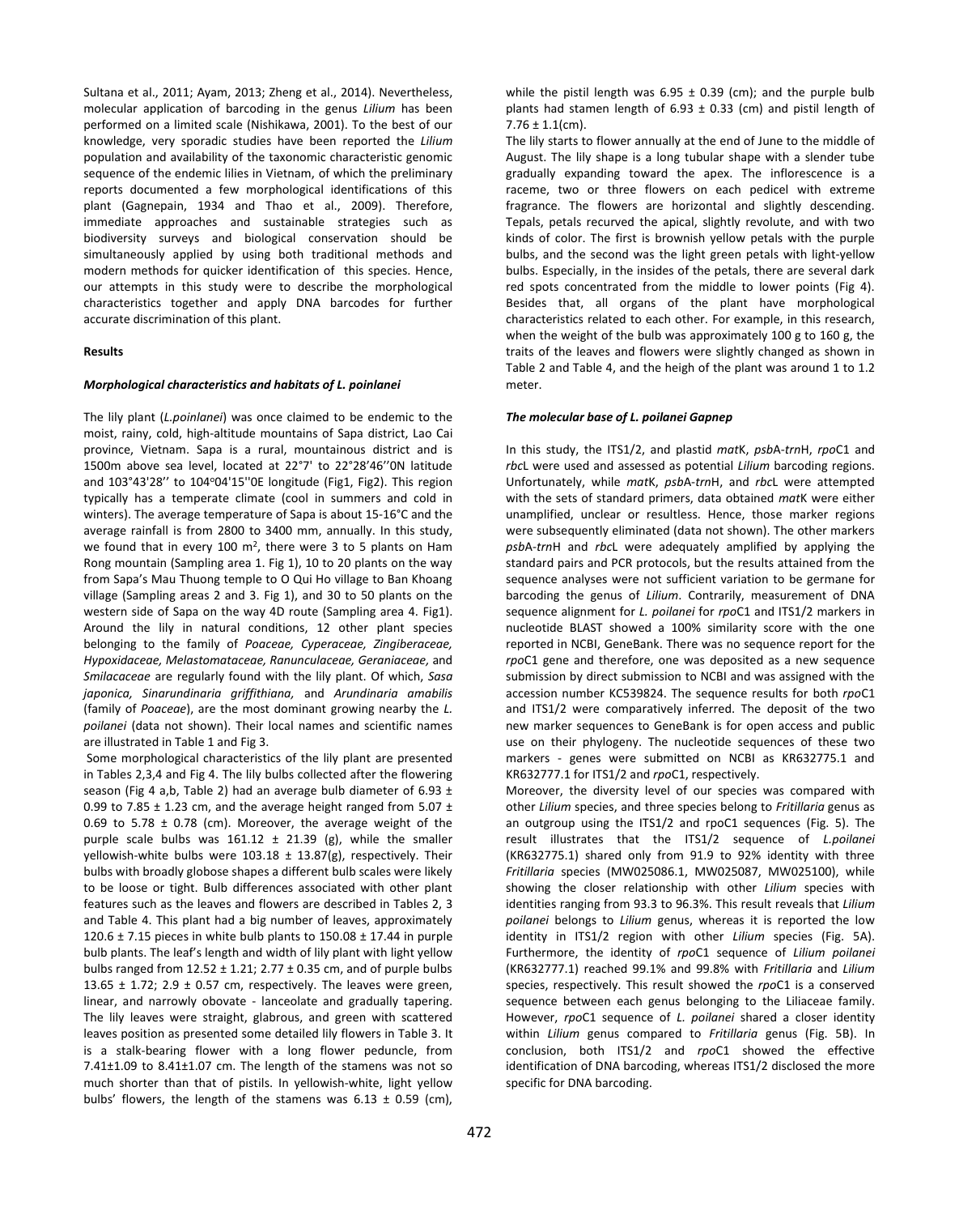Sultana et al., 2011; Ayam, 2013; Zheng et al., 2014). Nevertheless, molecular application of barcoding in the genus *Lilium* has been performed on a limited scale (Nishikawa, 2001). To the best of our knowledge, very sporadic studies have been reported the *Lilium* population and availability of the taxonomic characteristic genomic sequence of the endemic lilies in Vietnam, of which the preliminary reports documented a few morphological identifications of this plant (Gagnepain, 1934 and Thao et al., 2009). Therefore, immediate approaches and sustainable strategies such as biodiversity surveys and biological conservation should be simultaneously applied by using both traditional methods and modern methods for quicker identification of this species. Hence, our attempts in this study were to describe the morphological characteristics together and apply DNA barcodes for further accurate discrimination of this plant.

## Results

### *Morphological characteristics and habitats of L. poinlanei*

The lily plant (*L.poinlanei*) was once claimed to be endemic to the moist, rainy, cold, high-altitude mountains of Sapa district, Lao Cai province, Vietnam. Sapa is a rural, mountainous district and is 1500m above sea level, located at 22°7' to 22°28'46''0N latitude and 103°43'28'' to 104°04'15''0E longitude (Fig1, Fig2). This region typically has a temperate climate (cool in summers and cold in winters). The average temperature of Sapa is about 15-16°C and the average rainfall is from 2800 to 3400 mm, annually. In this study, we found that in every 100 m$^2$, there were 3 to 5 plants on Ham Rong mountain (Sampling area 1. Fig 1), 10 to 20 plants on the way from Sapa's Mau Thuong temple to O Qui Ho village to Ban Khoang village (Sampling areas 2 and 3. Fig 1), and 30 to 50 plants on the western side of Sapa on the way 4D route (Sampling area 4. Fig1). Around the lily in natural conditions, 12 other plant species belonging to the family of *Poaceae, Cyperaceae, Zingiberaceae, Hypoxidaceae, Melastomataceae, Ranunculaceae, Geraniaceae,* and *Smilacaceae* are regularly found with the lily plant. Of which, *Sasa japonica, Sinarundinaria griffithiana,* and *Arundinaria amabilis* (family of *Poaceae*), are the most dominant growing nearby the *L. poilanei* (data not shown). Their local names and scientific names are illustrated in Table 1 and Fig 3.

Some morphological characteristics of the lily plant are presented in Tables 2,3,4 and Fig 4. The lily bulbs collected after the flowering season (Fig 4 a,b, Table 2) had an average bulb diameter of 6.93 ± 0.99 to 7.85 ± 1.23 cm, and the average height ranged from 5.07 ± 0.69 to 5.78 ± 0.78 (cm). Moreover, the average weight of the purple scale bulbs was 161.12 ± 21.39 (g), while the smaller yellowish-white bulbs were 103.18 ± 13.87(g), respectively. Their bulbs with broadly globose shapes a different bulb scales were likely to be loose or tight. Bulb differences associated with other plant features such as the leaves and flowers are described in Tables 2, 3 and Table 4. This plant had a big number of leaves, approximately 120.6 ± 7.15 pieces in white bulb plants to 150.08 ± 17.44 in purple bulb plants. The leaf's length and width of lily plant with light yellow bulbs ranged from 12.52 ± 1.21; 2.77 ± 0.35 cm, and of purple bulbs 13.65 ± 1.72; 2.9 ± 0.57 cm, respectively. The leaves were green, linear, and narrowly obovate - lanceolate and gradually tapering. The lily leaves were straight, glabrous, and green with scattered leaves position as presented some detailed lily flowers in Table 3. It is a stalk-bearing flower with a long flower peduncle, from 7.41±1.09 to 8.41±1.07 cm. The length of the stamens was not so much shorter than that of pistils. In yellowish-white, light yellow bulbs' flowers, the length of the stamens was 6.13 ± 0.59 (cm), while the pistil length was 6.95 ± 0.39 (cm); and the purple bulb plants had stamen length of 6.93 ± 0.33 (cm) and pistil length of 7.76 ± 1.1(cm).

The lily starts to flower annually at the end of June to the middle of August. The lily shape is a long tubular shape with a slender tube gradually expanding toward the apex. The inflorescence is a raceme, two or three flowers on each pedicel with extreme fragrance. The flowers are horizontal and slightly descending. Tepals, petals recurved the apical, slightly revolute, and with two kinds of color. The first is brownish yellow petals with the purple bulbs, and the second was the light green petals with light-yellow bulbs. Especially, in the insides of the petals, there are several dark red spots concentrated from the middle to lower points (Fig 4). Besides that, all organs of the plant have morphological characteristics related to each other. For example, in this research, when the weight of the bulb was approximately 100 g to 160 g, the traits of the leaves and flowers were slightly changed as shown in Table 2 and Table 4, and the heigh of the plant was around 1 to 1.2 meter.

### *The molecular base of L. poilanei Gapnep*

In this study, the ITS1/2, and plastid *mat*K, *psb*A-*trn*H, *rpo*C1 and *rbc*L were used and assessed as potential *Lilium* barcoding regions. Unfortunately, while *mat*K, *psb*A-*trn*H, and *rbc*L were attempted with the sets of standard primers, data obtained *mat*K were either unamplified, unclear or resultless. Hence, those marker regions were subsequently eliminated (data not shown). The other markers *psb*A-*trn*H and *rbc*L were adequately amplified by applying the standard pairs and PCR protocols, but the results attained from the sequence analyses were not sufficient variation to be germane for barcoding the genus of *Lilium*. Contrarily, measurement of DNA sequence alignment for *L. poilanei* for *rpo*C1 and ITS1/2 markers in nucleotide BLAST showed a 100% similarity score with the one reported in NCBI, GeneBank. There was no sequence report for the *rpo*C1 gene and therefore, one was deposited as a new sequence submission by direct submission to NCBI and was assigned with the accession number KC539824. The sequence results for both *rpo*C1 and ITS1/2 were comparatively inferred. The deposit of the two new marker sequences to GeneBank is for open access and public use on their phylogeny. The nucleotide sequences of these two markers - genes were submitted on NCBI as KR632775.1 and KR632777.1 for ITS1/2 and *rpo*C1, respectively.

Moreover, the diversity level of our species was compared with other *Lilium* species, and three species belong to *Fritillaria* genus as an outgroup using the ITS1/2 and rpoC1 sequences (Fig. 5). The result illustrates that the ITS1/2 sequence of *L.poilanei* (KR632775.1) shared only from 91.9 to 92% identity with three *Fritillaria* species (MW025086.1, MW025087, MW025100), while showing the closer relationship with other *Lilium* species with identities ranging from 93.3 to 96.3%. This result reveals that *Lilium poilanei* belongs to *Lilium* genus, whereas it is reported the low identity in ITS1/2 region with other *Lilium* species (Fig. 5A). Furthermore, the identity of *rpo*C1 sequence of *Lilium poilanei* (KR632777.1) reached 99.1% and 99.8% with *Fritillaria* and *Lilium* species, respectively. This result showed the *rpo*C1 is a conserved sequence between each genus belonging to the Liliaceae family. However, *rpo*C1 sequence of *L. poilanei* shared a closer identity within *Lilium* genus compared to *Fritillaria* genus (Fig. 5B). In conclusion, both ITS1/2 and *rpo*C1 showed the effective identification of DNA barcoding, whereas ITS1/2 disclosed the more specific for DNA barcoding.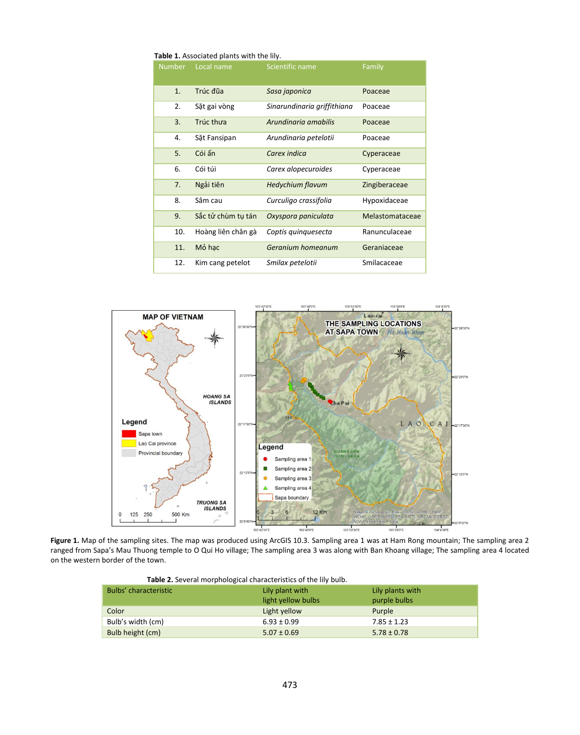**Table 1.** Associated plants with the lily.

| Number | Local name | Scientific name | Family |
|---|---|---|---|
| 1. | Trúc đũa | *Sasa japonica* | Poaceae |
| 2. | Sặt gai vòng | *Sinarundinaria griffithiana* | Poaceae |
| 3. | Trúc thưa | *Arundinaria amabilis* | Poaceae |
| 4. | Sặt Fansipan | *Arundinaria petelotii* | Poaceae |
| 5. | Cói ấn | *Carex indica* | Cyperaceae |
| 6. | Cói túi | *Carex alopecuroides* | Cyperaceae |
| 7. | Ngải tiên | *Hedychium flavum* | Zingiberaceae |
| 8. | Sâm cau | *Curculigo crassifolia* | Hypoxidaceae |
| 9. | Sắc tử chùm tụ tán | *Oxyspora paniculata* | Melastomataceae |
| 10. | Hoàng liên chân gà | *Coptis quinquesecta* | Ranunculaceae |
| 11. | Mỏ hạc | *Geranium homeanum* | Geraniaceae |
| 12. | Kim cang petelot | *Smilax petelotii* | Smilacaceae |

**Figure 1.** Map of the sampling sites. The map was produced using ArcGIS 10.3. Sampling area 1 was at Ham Rong mountain; The sampling area 2 ranged from Sapa's Mau Thuong temple to O Qui Ho village; The sampling area 3 was along with Ban Khoang village; The sampling area 4 located on the western border of the town.

**Table 2.** Several morphological characteristics of the lily bulb.

| Bulbs' characteristic | Lily plant with light yellow bulbs | Lily plants with purple bulbs |
|---|---|---|
| Color | Light yellow | Purple |
| Bulb's width (cm) | 6.93 ± 0.99 | 7.85 ± 1.23 |
| Bulb height (cm) | 5.07 ± 0.69 | 5.78 ± 0.78 |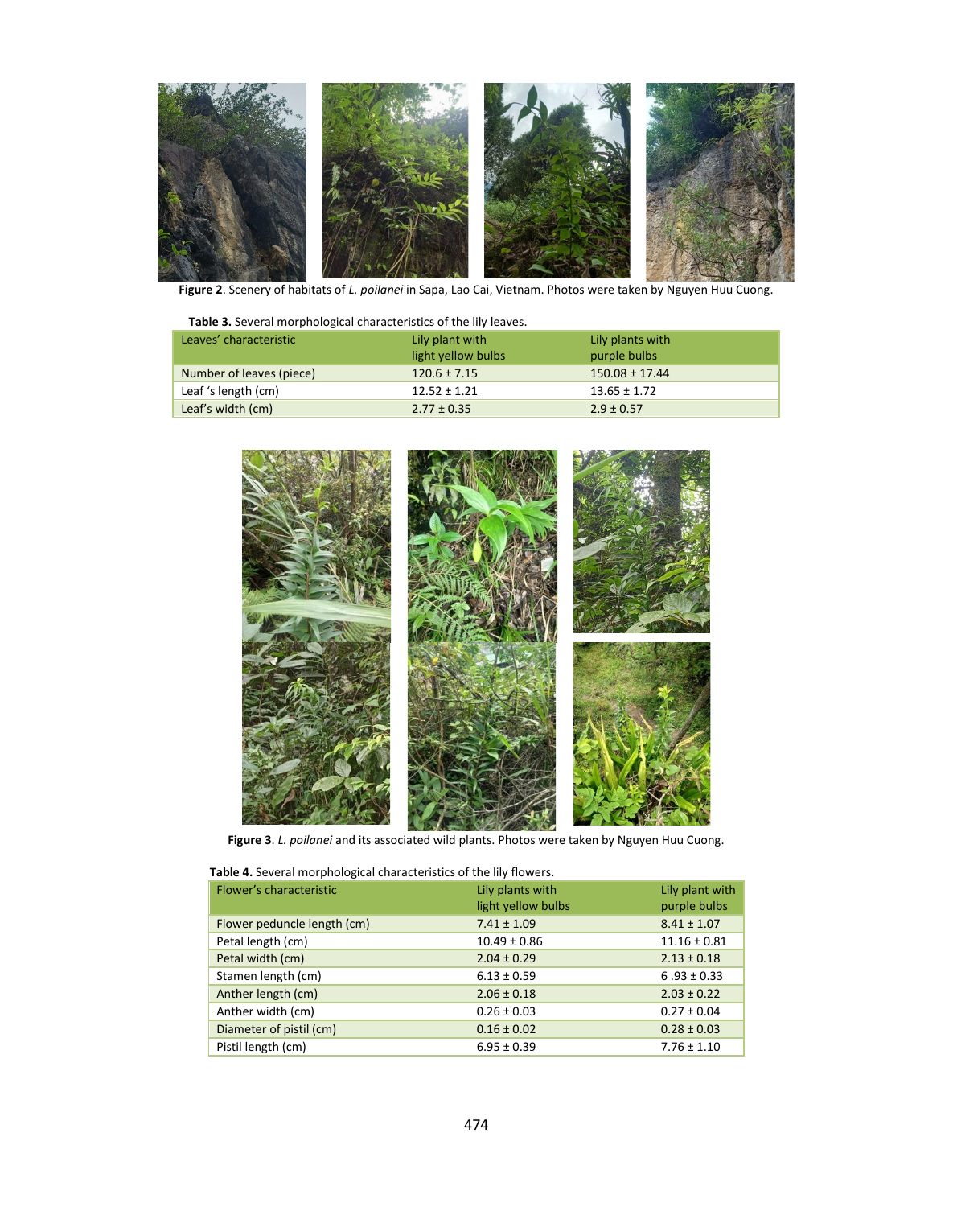**Figure 2**. Scenery of habitats of *L. poilanei* in Sapa, Lao Cai, Vietnam. Photos were taken by Nguyen Huu Cuong.

**Table 3.** Several morphological characteristics of the lily leaves.

| Leaves' characteristic | Lily plant with light yellow bulbs | Lily plants with purple bulbs |
|---|---|---|
| Number of leaves (piece) | 120.6 ± 7.15 | 150.08 ± 17.44 |
| Leaf 's length (cm) | 12.52 ± 1.21 | 13.65 ± 1.72 |
| Leaf's width (cm) | 2.77 ± 0.35 | 2.9 ± 0.57 |

**Figure 3**. *L. poilanei* and its associated wild plants. Photos were taken by Nguyen Huu Cuong.

**Table 4.** Several morphological characteristics of the lily flowers.

| Flower's characteristic | Lily plants with light yellow bulbs | Lily plant with purple bulbs |
|---|---|---|
| Flower peduncle length (cm) | 7.41 ± 1.09 | 8.41 ± 1.07 |
| Petal length (cm) | 10.49 ± 0.86 | 11.16 ± 0.81 |
| Petal width (cm) | 2.04 ± 0.29 | 2.13 ± 0.18 |
| Stamen length (cm) | 6.13 ± 0.59 | 6 .93 ± 0.33 |
| Anther length (cm) | 2.06 ± 0.18 | 2.03 ± 0.22 |
| Anther width (cm) | 0.26 ± 0.03 | 0.27 ± 0.04 |
| Diameter of pistil (cm) | 0.16 ± 0.02 | 0.28 ± 0.03 |
| Pistil length (cm) | 6.95 ± 0.39 | 7.76 ± 1.10 |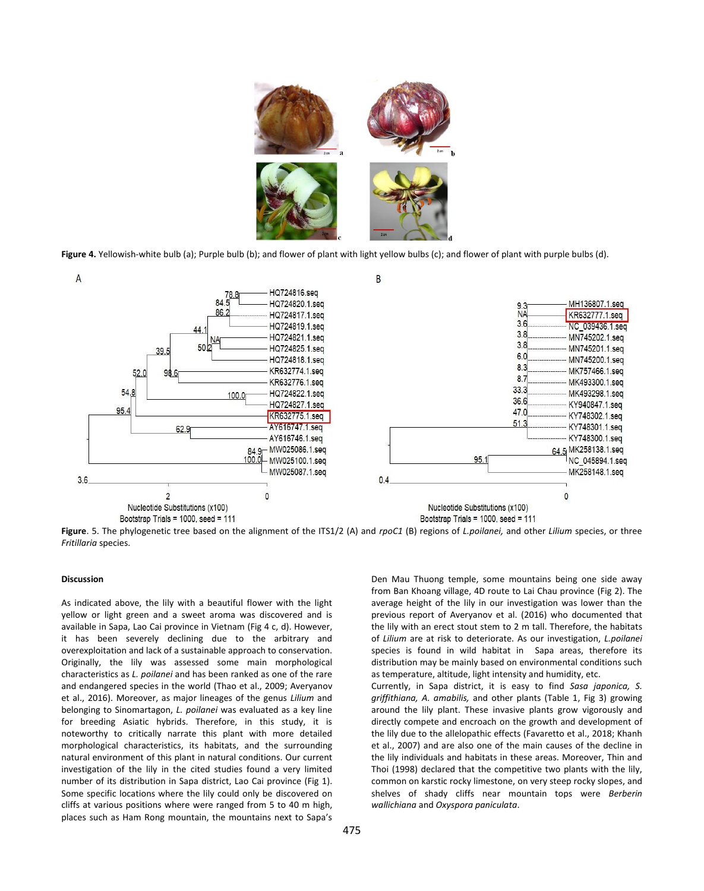**Figure 4.** Yellowish-white bulb (a); Purple bulb (b); and flower of plant with light yellow bulbs (c); and flower of plant with purple bulbs (d).

**Figure**. 5. The phylogenetic tree based on the alignment of the ITS1/2 (A) and *rpoC1* (B) regions of *L.poilanei,* and other *Lilium* species, or three *Fritillaria* species.

## Discussion

As indicated above, the lily with a beautiful flower with the light yellow or light green and a sweet aroma was discovered and is available in Sapa, Lao Cai province in Vietnam (Fig 4 c, d). However, it has been severely declining due to the arbitrary and overexploitation and lack of a sustainable approach to conservation. Originally, the lily was assessed some main morphological characteristics as *L. poilanei* and has been ranked as one of the rare and endangered species in the world (Thao et al., 2009; Averyanov et al., 2016). Moreover, as major lineages of the genus *Lilium* and belonging to Sinomartagon, *L. poilanei* was evaluated as a key line for breeding Asiatic hybrids. Therefore, in this study, it is noteworthy to critically narrate this plant with more detailed morphological characteristics, its habitats, and the surrounding natural environment of this plant in natural conditions. Our current investigation of the lily in the cited studies found a very limited number of its distribution in Sapa district, Lao Cai province (Fig 1). Some specific locations where the lily could only be discovered on cliffs at various positions where were ranged from 5 to 40 m high, places such as Ham Rong mountain, the mountains next to Sapa's Den Mau Thuong temple, some mountains being one side away from Ban Khoang village, 4D route to Lai Chau province (Fig 2). The average height of the lily in our investigation was lower than the previous report of Averyanov et al. (2016) who documented that the lily with an erect stout stem to 2 m tall. Therefore, the habitats of *Lilium* are at risk to deteriorate. As our investigation, *L.poilanei* species is found in wild habitat in Sapa areas, therefore its distribution may be mainly based on environmental conditions such as temperature, altitude, light intensity and humidity, etc.

Currently, in Sapa district, it is easy to find *Sasa japonica, S. griffithiana, A. amabilis,* and other plants (Table 1, Fig 3) growing around the lily plant. These invasive plants grow vigorously and directly compete and encroach on the growth and development of the lily due to the allelopathic effects (Favaretto et al., 2018; Khanh et al., 2007) and are also one of the main causes of the decline in the lily individuals and habitats in these areas. Moreover, Thin and Thoi (1998) declared that the competitive two plants with the lily, common on karstic rocky limestone, on very steep rocky slopes, and shelves of shady cliffs near mountain tops were *Berberin wallichiana* and *Oxyspora paniculata*.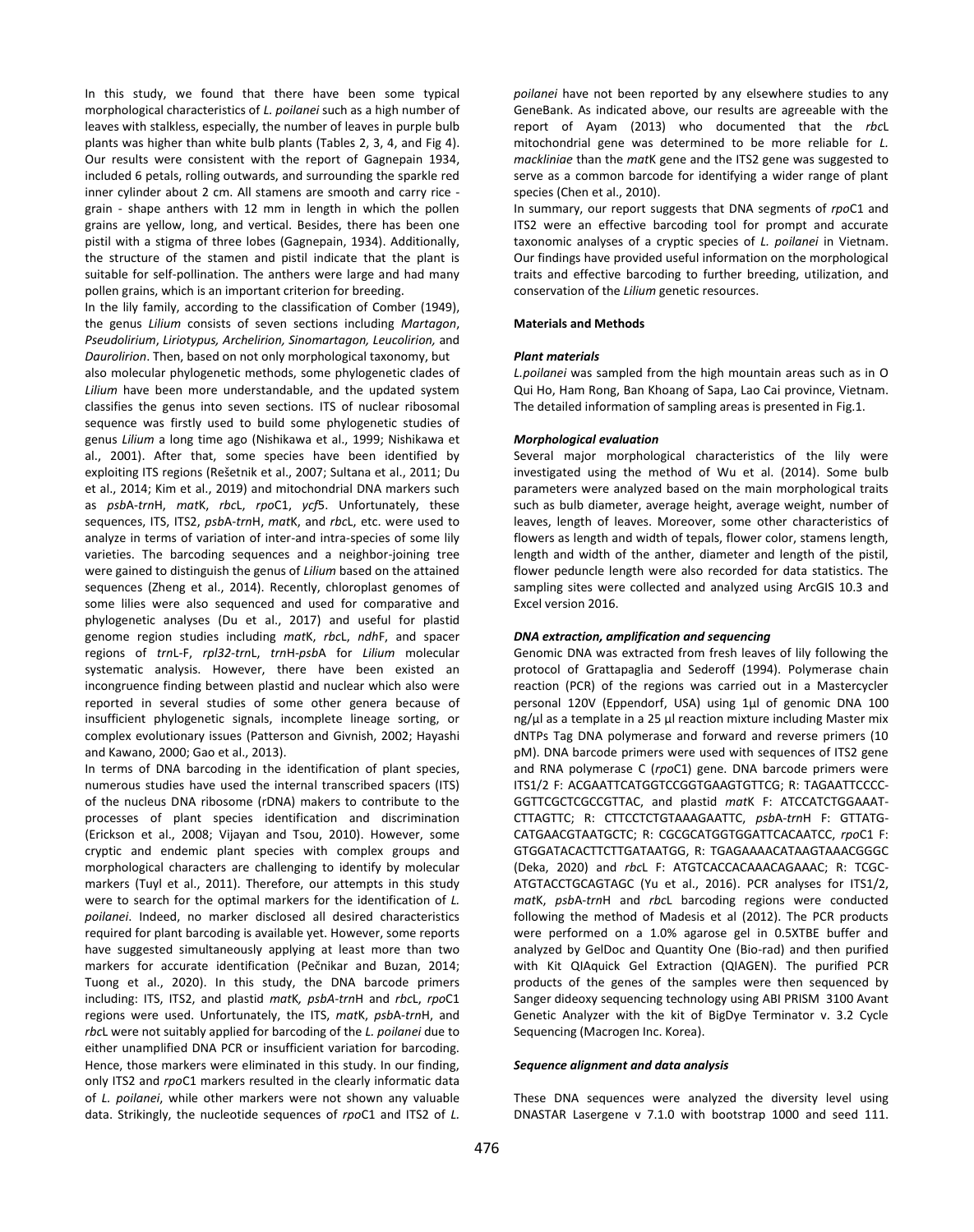In this study, we found that there have been some typical morphological characteristics of *L. poilanei* such as a high number of leaves with stalkless, especially, the number of leaves in purple bulb plants was higher than white bulb plants (Tables 2, 3, 4, and Fig 4). Our results were consistent with the report of Gagnepain 1934, included 6 petals, rolling outwards, and surrounding the sparkle red inner cylinder about 2 cm. All stamens are smooth and carry rice - grain - shape anthers with 12 mm in length in which the pollen grains are yellow, long, and vertical. Besides, there has been one pistil with a stigma of three lobes (Gagnepain, 1934). Additionally, the structure of the stamen and pistil indicate that the plant is suitable for self-pollination. The anthers were large and had many pollen grains, which is an important criterion for breeding.

In the lily family, according to the classification of Comber (1949), the genus *Lilium* consists of seven sections including *Martagon*, *Pseudolirium*, *Liriotypus, Archelirion, Sinomartagon, Leucolirion,* and *Daurolirion*. Then, based on not only morphological taxonomy, but also molecular phylogenetic methods, some phylogenetic clades of *Lilium* have been more understandable, and the updated system classifies the genus into seven sections. ITS of nuclear ribosomal sequence was firstly used to build some phylogenetic studies of genus *Lilium* a long time ago (Nishikawa et al., 1999; Nishikawa et al., 2001). After that, some species have been identified by exploiting ITS regions (Rešetnik et al., 2007; Sultana et al., 2011; Du et al., 2014; Kim et al., 2019) and mitochondrial DNA markers such as *psb*A-*trn*H, *mat*K, *rbc*L, *rpo*C1, *ycf*5. Unfortunately, these sequences, ITS, ITS2, *psb*A-*trn*H, *mat*K, and *rbc*L, etc. were used to analyze in terms of variation of inter-and intra-species of some lily varieties. The barcoding sequences and a neighbor-joining tree were gained to distinguish the genus of *Lilium* based on the attained sequences (Zheng et al., 2014). Recently, chloroplast genomes of some lilies were also sequenced and used for comparative and phylogenetic analyses (Du et al., 2017) and useful for plastid genome region studies including *mat*K, *rbc*L, *ndh*F, and spacer regions of *trn*L-F, *rpl32-trn*L, *trn*H-*psb*A for *Lilium* molecular systematic analysis. However, there have been existed an incongruence finding between plastid and nuclear which also were reported in several studies of some other genera because of insufficient phylogenetic signals, incomplete lineage sorting, or complex evolutionary issues (Patterson and Givnish, 2002; Hayashi and Kawano, 2000; Gao et al., 2013).

In terms of DNA barcoding in the identification of plant species, numerous studies have used the internal transcribed spacers (ITS) of the nucleus DNA ribosome (rDNA) makers to contribute to the processes of plant species identification and discrimination (Erickson et al., 2008; Vijayan and Tsou, 2010). However, some cryptic and endemic plant species with complex groups and morphological characters are challenging to identify by molecular markers (Tuyl et al., 2011). Therefore, our attempts in this study were to search for the optimal markers for the identification of *L. poilanei*. Indeed, no marker disclosed all desired characteristics required for plant barcoding is available yet. However, some reports have suggested simultaneously applying at least more than two markers for accurate identification (Pečnikar and Buzan, 2014; Tuong et al., 2020). In this study, the DNA barcode primers including: ITS, ITS2, and plastid *mat*K*, psbA-trn*H and *rbc*L, *rpo*C1 regions were used. Unfortunately, the ITS, *mat*K, *psb*A-*trn*H, and *rbc*L were not suitably applied for barcoding of the *L. poilanei* due to either unamplified DNA PCR or insufficient variation for barcoding. Hence, those markers were eliminated in this study. In our finding, only ITS2 and *rpo*C1 markers resulted in the clearly informatic data of *L. poilanei*, while other markers were not shown any valuable data. Strikingly, the nucleotide sequences of *rpo*C1 and ITS2 of *L. poilanei* have not been reported by any elsewhere studies to any GeneBank. As indicated above, our results are agreeable with the report of Ayam (2013) who documented that the *rbc*L mitochondrial gene was determined to be more reliable for *L. mackliniae* than the *mat*K gene and the ITS2 gene was suggested to serve as a common barcode for identifying a wider range of plant species (Chen et al., 2010).

In summary, our report suggests that DNA segments of *rpo*C1 and ITS2 were an effective barcoding tool for prompt and accurate taxonomic analyses of a cryptic species of *L. poilanei* in Vietnam. Our findings have provided useful information on the morphological traits and effective barcoding to further breeding, utilization, and conservation of the *Lilium* genetic resources.

## Materials and Methods

### *Plant materials*

*L.poilanei* was sampled from the high mountain areas such as in O Qui Ho, Ham Rong, Ban Khoang of Sapa, Lao Cai province, Vietnam. The detailed information of sampling areas is presented in Fig.1.

### *Morphological evaluation*

Several major morphological characteristics of the lily were investigated using the method of Wu et al. (2014). Some bulb parameters were analyzed based on the main morphological traits such as bulb diameter, average height, average weight, number of leaves, length of leaves. Moreover, some other characteristics of flowers as length and width of tepals, flower color, stamens length, length and width of the anther, diameter and length of the pistil, flower peduncle length were also recorded for data statistics. The sampling sites were collected and analyzed using ArcGIS 10.3 and Excel version 2016.

### *DNA extraction, amplification and sequencing*

Genomic DNA was extracted from fresh leaves of lily following the protocol of Grattapaglia and Sederoff (1994). Polymerase chain reaction (PCR) of the regions was carried out in a Mastercycler personal 120V (Eppendorf, USA) using 1µl of genomic DNA 100 ng/µl as a template in a 25 µl reaction mixture including Master mix dNTPs Tag DNA polymerase and forward and reverse primers (10 pM). DNA barcode primers were used with sequences of ITS2 gene and RNA polymerase C (*rpo*C1) gene. DNA barcode primers were ITS1/2 F: ACGAATTCATGGTCCGGTGAAGTGTTCG; R: TAGAATTCCCC-GGTTCGCTCGCCGTTAC, and plastid *mat*K F: ATCCATCTGGAAAT-CTTAGTTC; R: CTTCCTCTGTAAAGAATTC, *psb*A-*trn*H F: GTTATG-CATGAACGTAATGCTC; R: CGCGCATGGTGGATTCACAATCC, *rpo*C1 F: GTGGATACACTTCTTGATAATGG, R: TGAGAAAACATAAGTAAACGGGC (Deka, 2020) and *rbc*L F: ATGTCACCACAAACAGAAAC; R: TCGC-ATGTACCTGCAGTAGC (Yu et al., 2016). PCR analyses for ITS1/2, *mat*K, *psb*A-*trn*H and *rbc*L barcoding regions were conducted following the method of Madesis et al (2012). The PCR products were performed on a 1.0% agarose gel in 0.5XTBE buffer and analyzed by GelDoc and Quantity One (Bio-rad) and then purified with Kit QIAquick Gel Extraction (QIAGEN). The purified PCR products of the genes of the samples were then sequenced by Sanger dideoxy sequencing technology using ABI PRISM 3100 Avant Genetic Analyzer with the kit of BigDye Terminator v. 3.2 Cycle Sequencing (Macrogen Inc. Korea).

### *Sequence alignment and data analysis*

These DNA sequences were analyzed the diversity level using DNASTAR Lasergene v 7.1.0 with bootstrap 1000 and seed 111.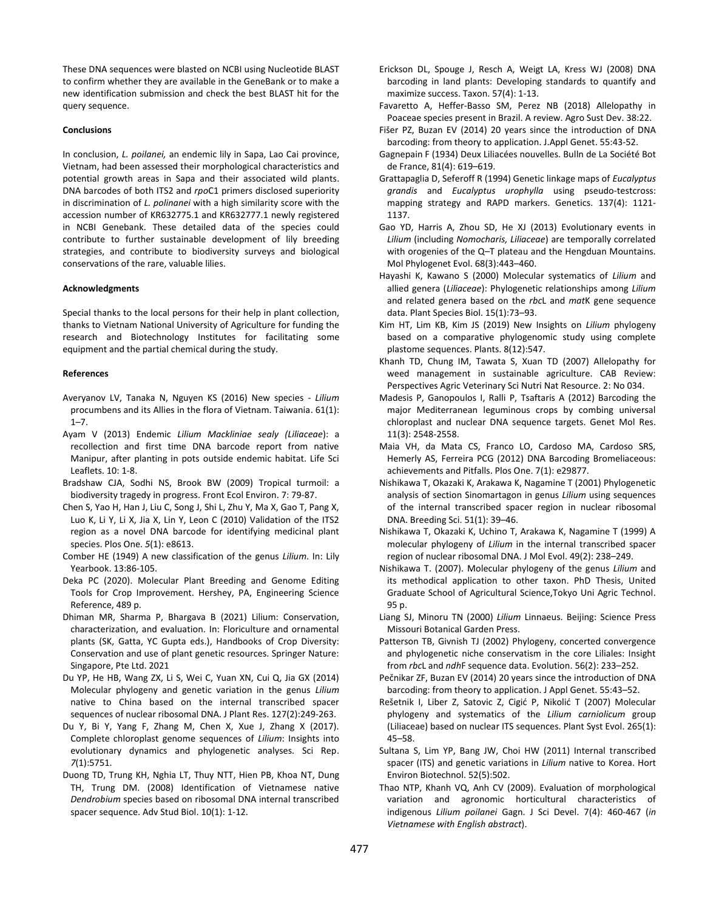These DNA sequences were blasted on NCBI using Nucleotide BLAST to confirm whether they are available in the GeneBank or to make a new identification submission and check the best BLAST hit for the query sequence.

#### Conclusions

In conclusion, *L. poilanei,* an endemic lily in Sapa, Lao Cai province, Vietnam, had been assessed their morphological characteristics and potential growth areas in Sapa and their associated wild plants. DNA barcodes of both ITS2 and *rpo*C1 primers disclosed superiority in discrimination of *L. polinanei* with a high similarity score with the accession number of KR632775.1 and KR632777.1 newly registered in NCBI Genebank. These detailed data of the species could contribute to further sustainable development of lily breeding strategies, and contribute to biodiversity surveys and biological conservations of the rare, valuable lilies.

#### Acknowledgments

Special thanks to the local persons for their help in plant collection, thanks to Vietnam National University of Agriculture for funding the research and Biotechnology Institutes for facilitating some equipment and the partial chemical during the study.

#### References

Averyanov LV, Tanaka N, Nguyen KS (2016) New species - *Lilium* procumbens and its Allies in the flora of Vietnam. Taiwania. 61(1): 1–7.

Ayam V (2013) Endemic *Lilium Mackliniae sealy (Liliaceae*): a recollection and first time DNA barcode report from native Manipur, after planting in pots outside endemic habitat. Life Sci Leaflets. 10: 1-8.

Bradshaw CJA, Sodhi NS, Brook BW (2009) Tropical turmoil: a biodiversity tragedy in progress. Front Ecol Environ. 7: 79-87.

Chen S, Yao H, Han J, Liu C, Song J, Shi L, Zhu Y, Ma X, Gao T, Pang X, Luo K, Li Y, Li X, Jia X, Lin Y, Leon C (2010) Validation of the ITS2 region as a novel DNA barcode for identifying medicinal plant species. Plos One. *5*(1): e8613.

Comber HE (1949) A new classification of the genus *Lilium*. In: Lily Yearbook. 13:86-105.

Deka PC (2020). Molecular Plant Breeding and Genome Editing Tools for Crop Improvement. Hershey, PA, Engineering Science Reference, 489 p.

Dhiman MR, Sharma P, Bhargava B (2021) Lilium: Conservation, characterization, and evaluation. In: Floriculture and ornamental plants (SK, Gatta, YC Gupta eds.), Handbooks of Crop Diversity: Conservation and use of plant genetic resources. Springer Nature: Singapore, Pte Ltd. 2021

Du YP, He HB, Wang ZX, Li S, Wei C, Yuan XN, Cui Q, Jia GX (2014) Molecular phylogeny and genetic variation in the genus *Lilium* native to China based on the internal transcribed spacer sequences of nuclear ribosomal DNA. J Plant Res. 127(2):249-263.

Du Y, Bi Y, Yang F, Zhang M, Chen X, Xue J, Zhang X (2017). Complete chloroplast genome sequences of *Lilium*: Insights into evolutionary dynamics and phylogenetic analyses. Sci Rep. *7*(1):5751.

Duong TD, Trung KH, Nghia LT, Thuy NTT, Hien PB, Khoa NT, Dung TH, Trung DM. (2008) Identification of Vietnamese native *Dendrobium* species based on ribosomal DNA internal transcribed spacer sequence. Adv Stud Biol. 10(1): 1-12.

Erickson DL, Spouge J, Resch A, Weigt LA, Kress WJ (2008) DNA barcoding in land plants: Developing standards to quantify and maximize success. Taxon. 57(4): 1-13.

Favaretto A, Heffer-Basso SM, Perez NB (2018) Allelopathy in Poaceae species present in Brazil. A review. Agro Sust Dev. 38:22.

Fišer PZ, Buzan EV (2014) 20 years since the introduction of DNA barcoding: from theory to application. J.Appl Genet. 55:43-52.

Gagnepain F (1934) Deux Liliacées nouvelles. Bulln de La Société Bot de France, 81(4): 619–619.

Grattapaglia D, Seferoff R (1994) Genetic linkage maps of *Eucalyptus grandis* and *Eucalyptus urophylla* using pseudo-testcross: mapping strategy and RAPD markers. Genetics. 137(4): 1121-1137.

Gao YD, Harris A, Zhou SD, He XJ (2013) Evolutionary events in *Lilium* (including *Nomocharis, Liliaceae*) are temporally correlated with orogenies of the Q–T plateau and the Hengduan Mountains. Mol Phylogenet Evol. 68(3):443–460.

Hayashi K, Kawano S (2000) Molecular systematics of *Lilium* and allied genera (*Liliaceae*): Phylogenetic relationships among *Lilium* and related genera based on the *rbc*L and *mat*K gene sequence data. Plant Species Biol. 15(1):73–93.

Kim HT, Lim KB, Kim JS (2019) New Insights on *Lilium* phylogeny based on a comparative phylogenomic study using complete plastome sequences. Plants. 8(12):547.

Khanh TD, Chung IM, Tawata S, Xuan TD (2007) Allelopathy for weed management in sustainable agriculture. CAB Review: Perspectives Agric Veterinary Sci Nutri Nat Resource. 2: No 034.

Madesis P, Ganopoulos I, Ralli P, Tsaftaris A (2012) Barcoding the major Mediterranean leguminous crops by combing universal chloroplast and nuclear DNA sequence targets. Genet Mol Res. 11(3): 2548-2558.

Maia VH, da Mata CS, Franco LO, Cardoso MA, Cardoso SRS, Hemerly AS, Ferreira PCG (2012) DNA Barcoding Bromeliaceous: achievements and Pitfalls. Plos One. 7(1): e29877.

Nishikawa T, Okazaki K, Arakawa K, Nagamine T (2001) Phylogenetic analysis of section Sinomartagon in genus *Lilium* using sequences of the internal transcribed spacer region in nuclear ribosomal DNA. Breeding Sci. 51(1): 39–46.

Nishikawa T, Okazaki K, Uchino T, Arakawa K, Nagamine T (1999) A molecular phylogeny of *Lilium* in the internal transcribed spacer region of nuclear ribosomal DNA. J Mol Evol. 49(2): 238–249.

Nishikawa T. (2007). Molecular phylogeny of the genus *Lilium* and its methodical application to other taxon. PhD Thesis, United Graduate School of Agricultural Science,Tokyo Uni Agric Technol. 95 p.

Liang SJ, Minoru TN (2000) *Lilium* Linnaeus. Beijing: Science Press Missouri Botanical Garden Press.

Patterson TB, Givnish TJ (2002) Phylogeny, concerted convergence and phylogenetic niche conservatism in the core Liliales: Insight from *rbc*L and *ndh*F sequence data. Evolution. 56(2): 233–252.

Pečnikar ZF, Buzan EV (2014) 20 years since the introduction of DNA barcoding: from theory to application. J Appl Genet. 55:43–52.

Rešetnik I, Liber Z, Satovic Z, Cigić P, Nikolić T (2007) Molecular phylogeny and systematics of the *Lilium carniolicum* group (Liliaceae) based on nuclear ITS sequences. Plant Syst Evol. 265(1): 45–58.

Sultana S, Lim YP, Bang JW, Choi HW (2011) Internal transcribed spacer (ITS) and genetic variations in *Lilium* native to Korea. Hort Environ Biotechnol. 52(5):502.

Thao NTP, Khanh VQ, Anh CV (2009). Evaluation of morphological variation and agronomic horticultural characteristics of indigenous *Lilium poilanei* Gagn. J Sci Devel. 7(4): 460-467 (*in Vietnamese with English abstract*).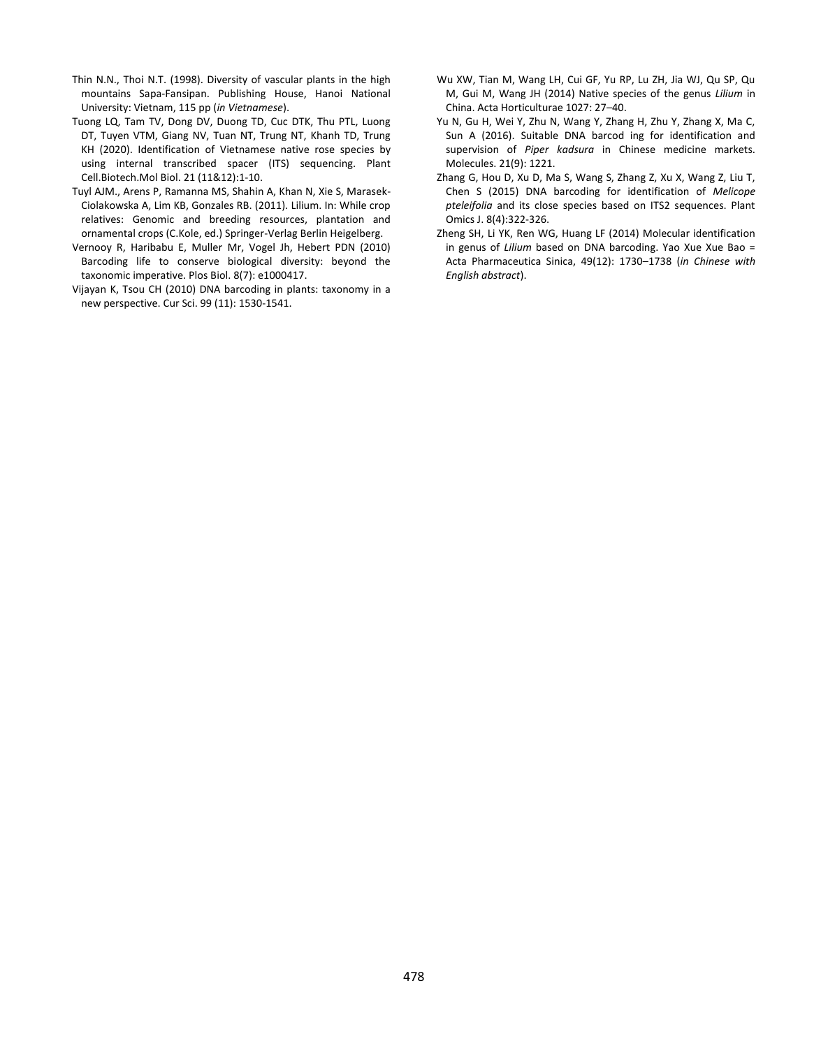Thin N.N., Thoi N.T. (1998). Diversity of vascular plants in the high mountains Sapa-Fansipan. Publishing House, Hanoi National University: Vietnam, 115 pp (*in Vietnamese*).

Tuong LQ, Tam TV, Dong DV, Duong TD, Cuc DTK, Thu PTL, Luong DT, Tuyen VTM, Giang NV, Tuan NT, Trung NT, Khanh TD, Trung KH (2020). Identification of Vietnamese native rose species by using internal transcribed spacer (ITS) sequencing. Plant Cell.Biotech.Mol Biol. 21 (11&12):1-10.

Tuyl AJM., Arens P, Ramanna MS, Shahin A, Khan N, Xie S, Marasek-Ciolakowska A, Lim KB, Gonzales RB. (2011). Lilium. In: While crop relatives: Genomic and breeding resources, plantation and ornamental crops (C.Kole, ed.) Springer-Verlag Berlin Heigelberg.

Vernooy R, Haribabu E, Muller Mr, Vogel Jh, Hebert PDN (2010) Barcoding life to conserve biological diversity: beyond the taxonomic imperative. Plos Biol. 8(7): e1000417.

Vijayan K, Tsou CH (2010) DNA barcoding in plants: taxonomy in a new perspective. Cur Sci. 99 (11): 1530-1541.

Wu XW, Tian M, Wang LH, Cui GF, Yu RP, Lu ZH, Jia WJ, Qu SP, Qu M, Gui M, Wang JH (2014) Native species of the genus *Lilium* in China. Acta Horticulturae 1027: 27–40.

Yu N, Gu H, Wei Y, Zhu N, Wang Y, Zhang H, Zhu Y, Zhang X, Ma C, Sun A (2016). Suitable DNA barcod ing for identification and supervision of *Piper kadsura* in Chinese medicine markets. Molecules. 21(9): 1221.

Zhang G, Hou D, Xu D, Ma S, Wang S, Zhang Z, Xu X, Wang Z, Liu T, Chen S (2015) DNA barcoding for identification of *Melicope pteleifolia* and its close species based on ITS2 sequences. Plant Omics J. 8(4):322-326.

Zheng SH, Li YK, Ren WG, Huang LF (2014) Molecular identification in genus of *Lilium* based on DNA barcoding. Yao Xue Xue Bao = Acta Pharmaceutica Sinica, 49(12): 1730–1738 (*in Chinese with English abstract*).